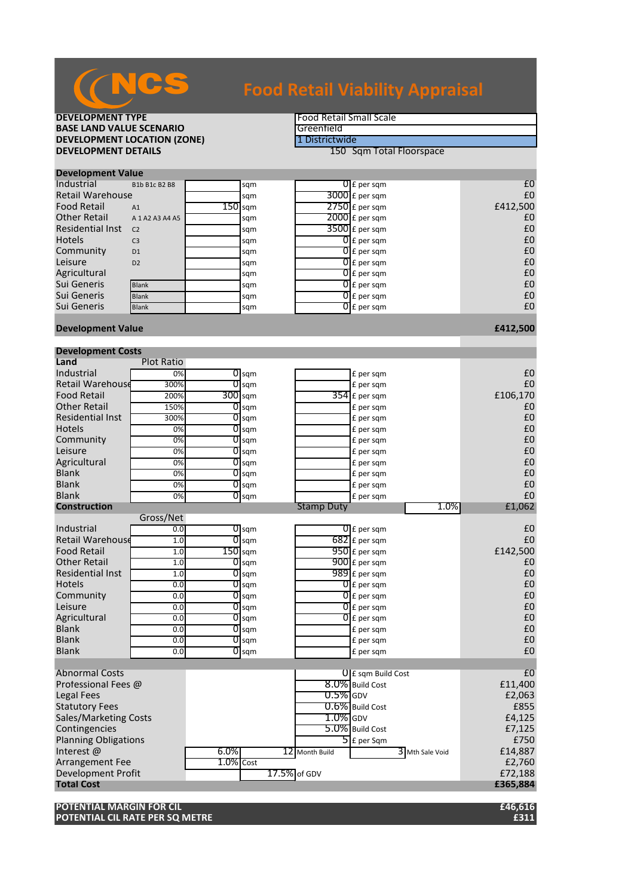# NCS

# Food Retail Viability Appraisal

| | |
|---|---|
| **DEVELOPMENT TYPE** | Food Retail Small Scale |
| **BASE LAND VALUE SCENARIO** | Greenfield |
| **DEVELOPMENT LOCATION (ZONE)** | 1 Districtwide |
| **DEVELOPMENT DETAILS** | 150 Sqm Total Floorspace |

## Development Value

| Use | Class | Area | | Rate | | Value |
|---|---|---|---|---|---|---|
| Industrial | B1b B1c B2 B8 | | sqm | 0 | £ per sqm | £0 |
| Retail Warehouse | | | sqm | 3000 | £ per sqm | £0 |
| Food Retail | A1 | 150 | sqm | 2750 | £ per sqm | £412,500 |
| Other Retail | A 1 A2 A3 A4 A5 | | sqm | 2000 | £ per sqm | £0 |
| Residential Inst | C2 | | sqm | 3500 | £ per sqm | £0 |
| Hotels | C3 | | sqm | 0 | £ per sqm | £0 |
| Community | D1 | | sqm | 0 | £ per sqm | £0 |
| Leisure | D2 | | sqm | 0 | £ per sqm | £0 |
| Agricultural | | | sqm | 0 | £ per sqm | £0 |
| Sui Generis | Blank | | sqm | 0 | £ per sqm | £0 |
| Sui Generis | Blank | | sqm | 0 | £ per sqm | £0 |
| Sui Generis | Blank | | sqm | 0 | £ per sqm | £0 |
| **Development Value** | | | | | | **£412,500** |

## Development Costs

| Land | Plot Ratio | Area | | Rate | | Cost |
|---|---|---|---|---|---|---|
| Industrial | 0% | 0 | sqm | | £ per sqm | £0 |
| Retail Warehouse | 300% | 0 | sqm | | £ per sqm | £0 |
| Food Retail | 200% | 300 | sqm | 354 | £ per sqm | £106,170 |
| Other Retail | 150% | 0 | sqm | | £ per sqm | £0 |
| Residential Inst | 300% | 0 | sqm | | £ per sqm | £0 |
| Hotels | 0% | 0 | sqm | | £ per sqm | £0 |
| Community | 0% | 0 | sqm | | £ per sqm | £0 |
| Leisure | 0% | 0 | sqm | | £ per sqm | £0 |
| Agricultural | 0% | 0 | sqm | | £ per sqm | £0 |
| Blank | 0% | 0 | sqm | | £ per sqm | £0 |
| Blank | 0% | 0 | sqm | | £ per sqm | £0 |
| Blank | 0% | 0 | sqm | | £ per sqm | £0 |
| | | | | Stamp Duty | 1.0% | £1,062 |

| Construction | Gross/Net | Area | | Rate | | Cost |
|---|---|---|---|---|---|---|
| Industrial | 0.0 | 0 | sqm | 0 | £ per sqm | £0 |
| Retail Warehouse | 1.0 | 0 | sqm | 682 | £ per sqm | £0 |
| Food Retail | 1.0 | 150 | sqm | 950 | £ per sqm | £142,500 |
| Other Retail | 1.0 | 0 | sqm | 900 | £ per sqm | £0 |
| Residential Inst | 1.0 | 0 | sqm | 989 | £ per sqm | £0 |
| Hotels | 0.0 | 0 | sqm | 0 | £ per sqm | £0 |
| Community | 0.0 | 0 | sqm | 0 | £ per sqm | £0 |
| Leisure | 0.0 | 0 | sqm | 0 | £ per sqm | £0 |
| Agricultural | 0.0 | 0 | sqm | 0 | £ per sqm | £0 |
| Blank | 0.0 | 0 | sqm | | £ per sqm | £0 |
| Blank | 0.0 | 0 | sqm | | £ per sqm | £0 |
| Blank | 0.0 | 0 | sqm | | £ per sqm | £0 |

| Item | | | | | Cost |
|---|---|---|---|---|---|
| Abnormal Costs | | | 0 | £ sqm Build Cost | £0 |
| Professional Fees @ | | | 8.0% | Build Cost | £11,400 |
| Legal Fees | | | 0.5% | GDV | £2,063 |
| Statutory Fees | | | 0.6% | Build Cost | £855 |
| Sales/Marketing Costs | | | 1.0% | GDV | £4,125 |
| Contingencies | | | 5.0% | Build Cost | £7,125 |
| Planning Obligations | | | 5 | £ per Sqm | £750 |
| Interest @ | 6.0% | | 12 Month Build | 3 Mth Sale Void | £14,887 |
| Arrangement Fee | 1.0% | Cost | | | £2,760 |
| Development Profit | | 17.5% | of GDV | | £72,188 |
| **Total Cost** | | | | | **£365,884** |

| | |
|---|---|
| **POTENTIAL MARGIN FOR CIL** | **£46,616** |
| **POTENTIAL CIL RATE PER SQ METRE** | **£311** |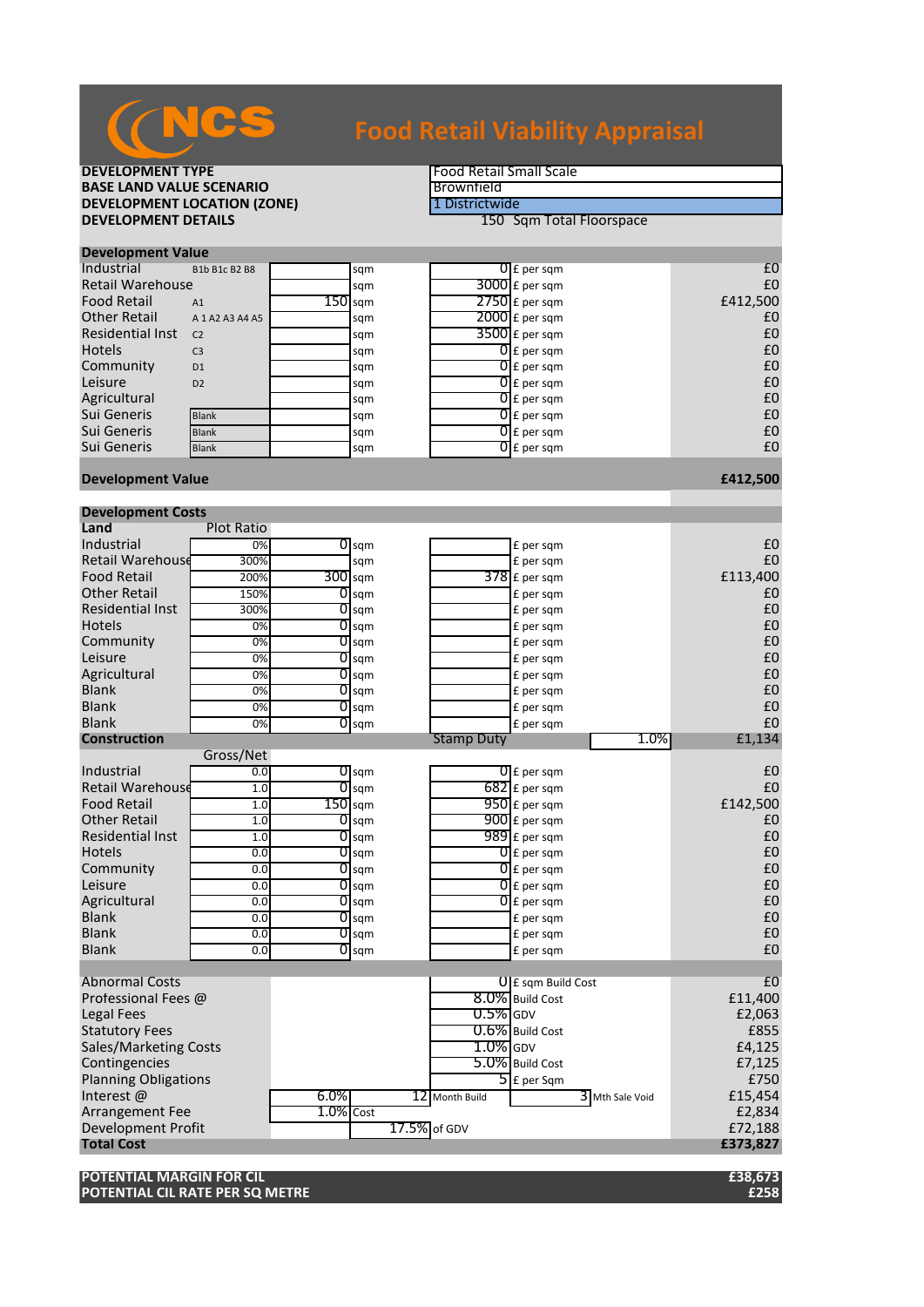# NCS Food Retail Viability Appraisal

| | |
|---|---|
| **DEVELOPMENT TYPE** | Food Retail Small Scale |
| **BASE LAND VALUE SCENARIO** | Brownfield |
| **DEVELOPMENT LOCATION (ZONE)** | 1 Districtwide |
| **DEVELOPMENT DETAILS** | 150 Sqm Total Floorspace |

## Development Value

| | | | | | | |
|---|---|---|---|---|---|---|
| Industrial | B1b B1c B2 B8 | | sqm | 0 | £ per sqm | £0 |
| Retail Warehouse | | | sqm | 3000 | £ per sqm | £0 |
| Food Retail | A1 | 150 | sqm | 2750 | £ per sqm | £412,500 |
| Other Retail | A 1 A2 A3 A4 A5 | | sqm | 2000 | £ per sqm | £0 |
| Residential Inst | C2 | | sqm | 3500 | £ per sqm | £0 |
| Hotels | C3 | | sqm | 0 | £ per sqm | £0 |
| Community | D1 | | sqm | 0 | £ per sqm | £0 |
| Leisure | D2 | | sqm | 0 | £ per sqm | £0 |
| Agricultural | | | sqm | 0 | £ per sqm | £0 |
| Sui Generis | Blank | | sqm | 0 | £ per sqm | £0 |
| Sui Generis | Blank | | sqm | 0 | £ per sqm | £0 |
| Sui Generis | Blank | | sqm | 0 | £ per sqm | £0 |
| **Development Value** | | | | | | **£412,500** |

## Development Costs

| | | | | | | |
|---|---|---|---|---|---|---|
| **Land** | Plot Ratio | | | | | |
| Industrial | 0% | 0 | sqm | | £ per sqm | £0 |
| Retail Warehouse | 300% | | sqm | | £ per sqm | £0 |
| Food Retail | 200% | 300 | sqm | 378 | £ per sqm | £113,400 |
| Other Retail | 150% | 0 | sqm | | £ per sqm | £0 |
| Residential Inst | 300% | 0 | sqm | | £ per sqm | £0 |
| Hotels | 0% | 0 | sqm | | £ per sqm | £0 |
| Community | 0% | 0 | sqm | | £ per sqm | £0 |
| Leisure | 0% | 0 | sqm | | £ per sqm | £0 |
| Agricultural | 0% | 0 | sqm | | £ per sqm | £0 |
| Blank | 0% | 0 | sqm | | £ per sqm | £0 |
| Blank | 0% | 0 | sqm | | £ per sqm | £0 |
| Blank | 0% | 0 | sqm | | £ per sqm | £0 |
| **Construction** | | | | Stamp Duty | 1.0% | £1,134 |
| | Gross/Net | | | | | |
| Industrial | 0.0 | 0 | sqm | 0 | £ per sqm | £0 |
| Retail Warehouse | 1.0 | 0 | sqm | 682 | £ per sqm | £0 |
| Food Retail | 1.0 | 150 | sqm | 950 | £ per sqm | £142,500 |
| Other Retail | 1.0 | 0 | sqm | 900 | £ per sqm | £0 |
| Residential Inst | 1.0 | 0 | sqm | 989 | £ per sqm | £0 |
| Hotels | 0.0 | 0 | sqm | 0 | £ per sqm | £0 |
| Community | 0.0 | 0 | sqm | 0 | £ per sqm | £0 |
| Leisure | 0.0 | 0 | sqm | 0 | £ per sqm | £0 |
| Agricultural | 0.0 | 0 | sqm | 0 | £ per sqm | £0 |
| Blank | 0.0 | 0 | sqm | | £ per sqm | £0 |
| Blank | 0.0 | 0 | sqm | | £ per sqm | £0 |
| Blank | 0.0 | 0 | sqm | | £ per sqm | £0 |

| | | | | | | |
|---|---|---|---|---|---|---|
| Abnormal Costs | | | 0 | £ sqm Build Cost | | £0 |
| Professional Fees @ | | | 8.0% | Build Cost | | £11,400 |
| Legal Fees | | | 0.5% | GDV | | £2,063 |
| Statutory Fees | | | 0.6% | Build Cost | | £855 |
| Sales/Marketing Costs | | | 1.0% | GDV | | £4,125 |
| Contingencies | | | 5.0% | Build Cost | | £7,125 |
| Planning Obligations | | | 5 | £ per Sqm | | £750 |
| Interest @ | 6.0% | 12 | Month Build | 3 | Mth Sale Void | £15,454 |
| Arrangement Fee | 1.0% | Cost | | | | £2,834 |
| Development Profit | | 17.5% | of GDV | | | £72,188 |
| **Total Cost** | | | | | | **£373,827** |

| | |
|---|---|
| **POTENTIAL MARGIN FOR CIL** | **£38,673** |
| **POTENTIAL CIL RATE PER SQ METRE** | **£258** |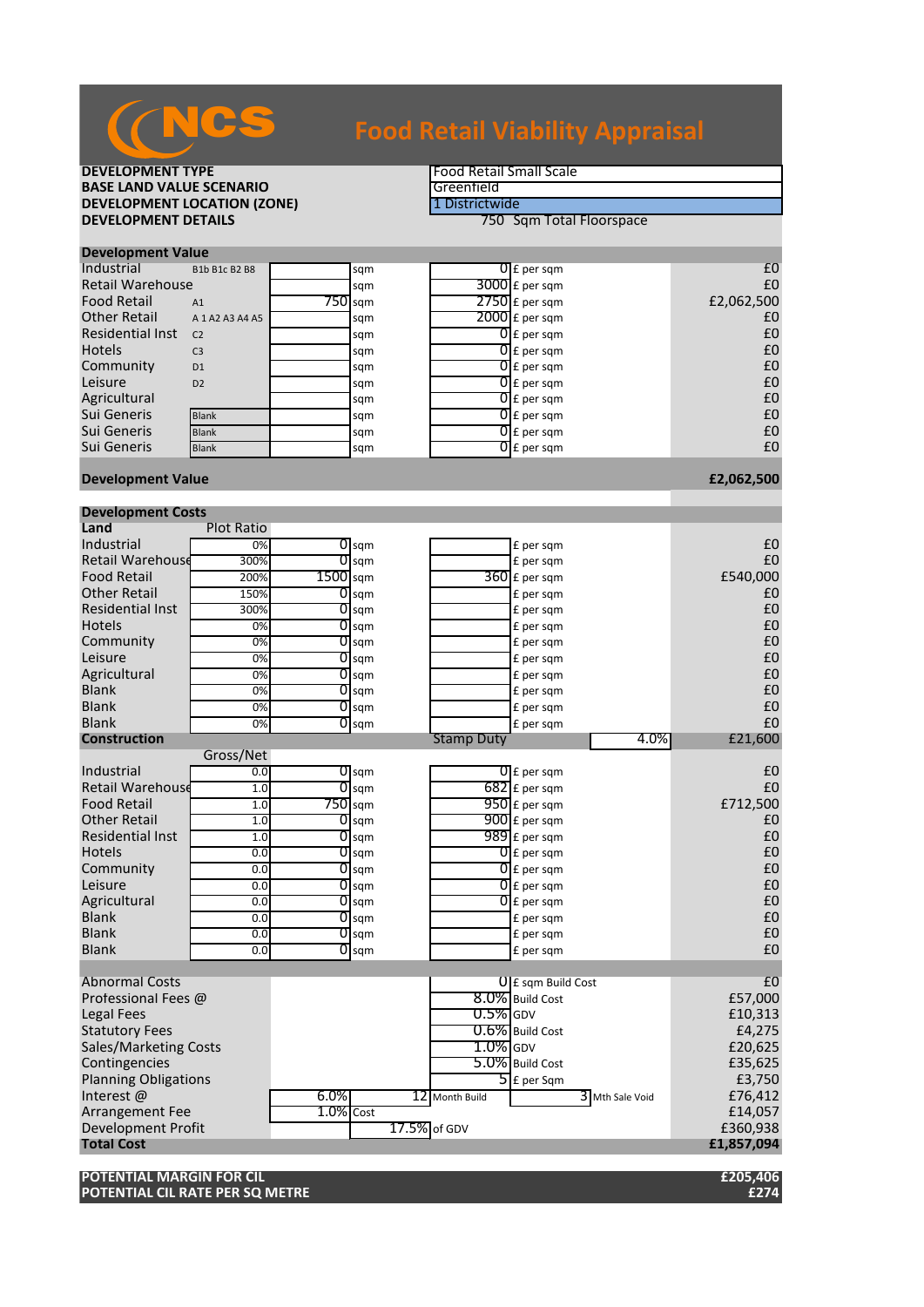# NCS Food Retail Viability Appraisal

| | |
|---|---|
| **DEVELOPMENT TYPE** | Food Retail Small Scale |
| **BASE LAND VALUE SCENARIO** | Greenfield |
| **DEVELOPMENT LOCATION (ZONE)** | 1 Districtwide |
| **DEVELOPMENT DETAILS** | 750 Sqm Total Floorspace |

## Development Value

| Use | Class | Area | Unit | Value | Unit | Total |
|---|---|---|---|---|---|---|
| Industrial | B1b B1c B2 B8 | | sqm | 0 | £ per sqm | £0 |
| Retail Warehouse | | | sqm | 3000 | £ per sqm | £0 |
| Food Retail | A1 | 750 | sqm | 2750 | £ per sqm | £2,062,500 |
| Other Retail | A 1 A2 A3 A4 A5 | | sqm | 2000 | £ per sqm | £0 |
| Residential Inst | C2 | | sqm | 0 | £ per sqm | £0 |
| Hotels | C3 | | sqm | 0 | £ per sqm | £0 |
| Community | D1 | | sqm | 0 | £ per sqm | £0 |
| Leisure | D2 | | sqm | 0 | £ per sqm | £0 |
| Agricultural | | | sqm | 0 | £ per sqm | £0 |
| Sui Generis | Blank | | sqm | 0 | £ per sqm | £0 |
| Sui Generis | Blank | | sqm | 0 | £ per sqm | £0 |
| Sui Generis | Blank | | sqm | 0 | £ per sqm | £0 |
| **Development Value** | | | | | | **£2,062,500** |

## Development Costs

| Land | Plot Ratio | Area | Unit | Value | Unit | Total |
|---|---|---|---|---|---|---|
| Industrial | 0% | 0 | sqm | | £ per sqm | £0 |
| Retail Warehouse | 300% | 0 | sqm | | £ per sqm | £0 |
| Food Retail | 200% | 1500 | sqm | 360 | £ per sqm | £540,000 |
| Other Retail | 150% | 0 | sqm | | £ per sqm | £0 |
| Residential Inst | 300% | 0 | sqm | | £ per sqm | £0 |
| Hotels | 0% | 0 | sqm | | £ per sqm | £0 |
| Community | 0% | 0 | sqm | | £ per sqm | £0 |
| Leisure | 0% | 0 | sqm | | £ per sqm | £0 |
| Agricultural | 0% | 0 | sqm | | £ per sqm | £0 |
| Blank | 0% | 0 | sqm | | £ per sqm | £0 |
| Blank | 0% | 0 | sqm | | £ per sqm | £0 |
| Blank | 0% | 0 | sqm | | £ per sqm | £0 |
| **Construction** | | | | Stamp Duty | 4.0% | £21,600 |

| Construction | Gross/Net | Area | Unit | Value | Unit | Total |
|---|---|---|---|---|---|---|
| Industrial | 0.0 | 0 | sqm | 0 | £ per sqm | £0 |
| Retail Warehouse | 1.0 | 0 | sqm | 682 | £ per sqm | £0 |
| Food Retail | 1.0 | 750 | sqm | 950 | £ per sqm | £712,500 |
| Other Retail | 1.0 | 0 | sqm | 900 | £ per sqm | £0 |
| Residential Inst | 1.0 | 0 | sqm | 989 | £ per sqm | £0 |
| Hotels | 0.0 | 0 | sqm | 0 | £ per sqm | £0 |
| Community | 0.0 | 0 | sqm | 0 | £ per sqm | £0 |
| Leisure | 0.0 | 0 | sqm | 0 | £ per sqm | £0 |
| Agricultural | 0.0 | 0 | sqm | 0 | £ per sqm | £0 |
| Blank | 0.0 | 0 | sqm | | £ per sqm | £0 |
| Blank | 0.0 | 0 | sqm | | £ per sqm | £0 |
| Blank | 0.0 | 0 | sqm | | £ per sqm | £0 |

| Item | | | Rate | Basis | | Total |
|---|---|---|---|---|---|---|
| Abnormal Costs | | | 0 | £ sqm Build Cost | | £0 |
| Professional Fees @ | | | 8.0% | Build Cost | | £57,000 |
| Legal Fees | | | 0.5% | GDV | | £10,313 |
| Statutory Fees | | | 0.6% | Build Cost | | £4,275 |
| Sales/Marketing Costs | | | 1.0% | GDV | | £20,625 |
| Contingencies | | | 5.0% | Build Cost | | £35,625 |
| Planning Obligations | | | 5 | £ per Sqm | | £3,750 |
| Interest @ | 6.0% | | 12 | Month Build | 3 Mth Sale Void | £76,412 |
| Arrangement Fee | 1.0% | Cost | | | | £14,057 |
| Development Profit | | 17.5% | of GDV | | | £360,938 |
| **Total Cost** | | | | | | **£1,857,094** |

| | |
|---|---|
| **POTENTIAL MARGIN FOR CIL** | **£205,406** |
| **POTENTIAL CIL RATE PER SQ METRE** | **£274** |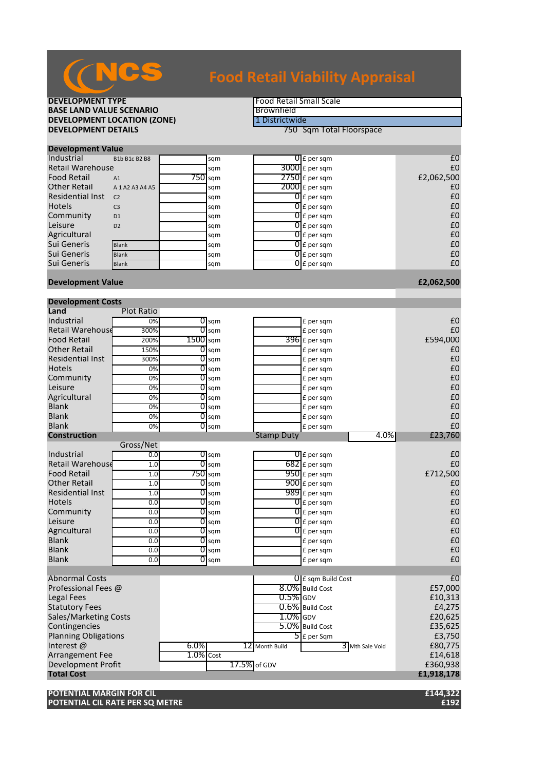# NCS Food Retail Viability Appraisal

| | |
|---|---|
| **DEVELOPMENT TYPE** | Food Retail Small Scale |
| **BASE LAND VALUE SCENARIO** | Brownfield |
| **DEVELOPMENT LOCATION (ZONE)** | 1 Districtwide |
| **DEVELOPMENT DETAILS** | 750 Sqm Total Floorspace |

## Development Value

| | | | | | | |
|---|---|---|---|---|---|---|
| Industrial | B1b B1c B2 B8 | | sqm | 0 | £ per sqm | £0 |
| Retail Warehouse | | | sqm | 3000 | £ per sqm | £0 |
| Food Retail | A1 | 750 | sqm | 2750 | £ per sqm | £2,062,500 |
| Other Retail | A 1 A2 A3 A4 A5 | | sqm | 2000 | £ per sqm | £0 |
| Residential Inst | C2 | | sqm | 0 | £ per sqm | £0 |
| Hotels | C3 | | sqm | 0 | £ per sqm | £0 |
| Community | D1 | | sqm | 0 | £ per sqm | £0 |
| Leisure | D2 | | sqm | 0 | £ per sqm | £0 |
| Agricultural | | | sqm | 0 | £ per sqm | £0 |
| Sui Generis | Blank | | sqm | 0 | £ per sqm | £0 |
| Sui Generis | Blank | | sqm | 0 | £ per sqm | £0 |
| Sui Generis | Blank | | sqm | 0 | £ per sqm | £0 |
| **Development Value** | | | | | | **£2,062,500** |

## Development Costs

| | | | | | | |
|---|---|---|---|---|---|---|
| **Land** | Plot Ratio | | | | | |
| Industrial | 0% | 0 | sqm | | £ per sqm | £0 |
| Retail Warehouse | 300% | 0 | sqm | | £ per sqm | £0 |
| Food Retail | 200% | 1500 | sqm | 396 | £ per sqm | £594,000 |
| Other Retail | 150% | 0 | sqm | | £ per sqm | £0 |
| Residential Inst | 300% | 0 | sqm | | £ per sqm | £0 |
| Hotels | 0% | 0 | sqm | | £ per sqm | £0 |
| Community | 0% | 0 | sqm | | £ per sqm | £0 |
| Leisure | 0% | 0 | sqm | | £ per sqm | £0 |
| Agricultural | 0% | 0 | sqm | | £ per sqm | £0 |
| Blank | 0% | 0 | sqm | | £ per sqm | £0 |
| Blank | 0% | 0 | sqm | | £ per sqm | £0 |
| Blank | 0% | 0 | sqm | | £ per sqm | £0 |
| **Construction** | | | | Stamp Duty | 4.0% | £23,760 |
| | Gross/Net | | | | | |
| Industrial | 0.0 | 0 | sqm | 0 | £ per sqm | £0 |
| Retail Warehouse | 1.0 | 0 | sqm | 682 | £ per sqm | £0 |
| Food Retail | 1.0 | 750 | sqm | 950 | £ per sqm | £712,500 |
| Other Retail | 1.0 | 0 | sqm | 900 | £ per sqm | £0 |
| Residential Inst | 1.0 | 0 | sqm | 989 | £ per sqm | £0 |
| Hotels | 0.0 | 0 | sqm | 0 | £ per sqm | £0 |
| Community | 0.0 | 0 | sqm | 0 | £ per sqm | £0 |
| Leisure | 0.0 | 0 | sqm | 0 | £ per sqm | £0 |
| Agricultural | 0.0 | 0 | sqm | 0 | £ per sqm | £0 |
| Blank | 0.0 | 0 | sqm | | £ per sqm | £0 |
| Blank | 0.0 | 0 | sqm | | £ per sqm | £0 |
| Blank | 0.0 | 0 | sqm | | £ per sqm | £0 |

| | | | | | | |
|---|---|---|---|---|---|---|
| Abnormal Costs | | | 0 | £ sqm Build Cost | | £0 |
| Professional Fees @ | | | 8.0% | Build Cost | | £57,000 |
| Legal Fees | | | 0.5% | GDV | | £10,313 |
| Statutory Fees | | | 0.6% | Build Cost | | £4,275 |
| Sales/Marketing Costs | | | 1.0% | GDV | | £20,625 |
| Contingencies | | | 5.0% | Build Cost | | £35,625 |
| Planning Obligations | | | 5 | £ per Sqm | | £3,750 |
| Interest @ | 6.0% | 12 | Month Build | 3 | Mth Sale Void | £80,775 |
| Arrangement Fee | 1.0% | Cost | | | | £14,618 |
| Development Profit | | 17.5% | of GDV | | | £360,938 |
| **Total Cost** | | | | | | **£1,918,178** |

| | |
|---|---|
| **POTENTIAL MARGIN FOR CIL** | **£144,322** |
| **POTENTIAL CIL RATE PER SQ METRE** | **£192** |